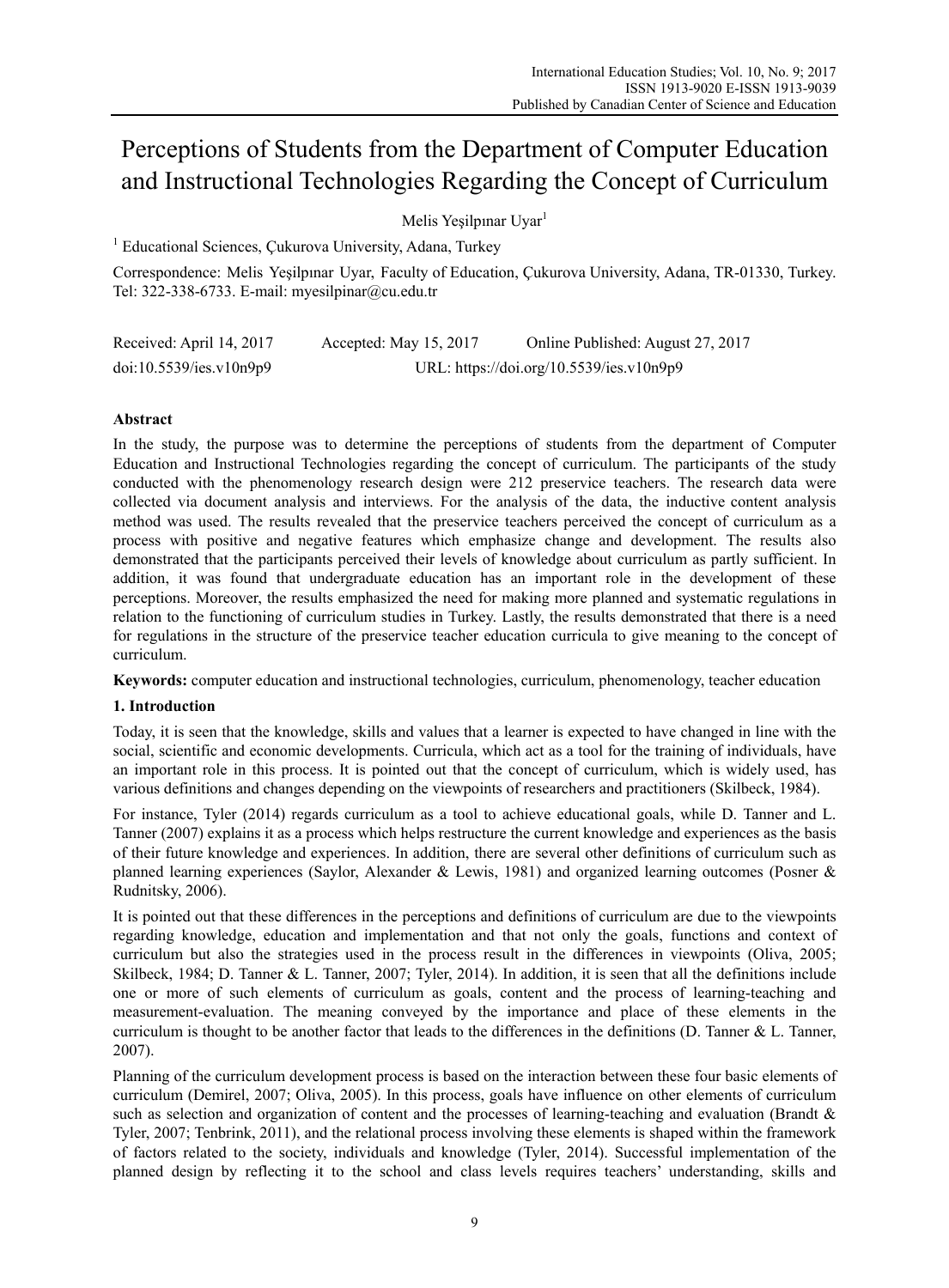# Perceptions of Students from the Department of Computer Education and Instructional Technologies Regarding the Concept of Curriculum

Melis Yeşilpınar Uyar[1]

[1] Educational Sciences, Çukurova University, Adana, Turkey

Correspondence: Melis Yeşilpınar Uyar, Faculty of Education, Çukurova University, Adana, TR-01330, Turkey. Tel: 322-338-6733. E-mail: myesilpinar@cu.edu.tr

Received: April 14, 2017 Accepted: May 15, 2017 Online Published: August 27, 2017

doi:10.5539/ies.v10n9p9 URL: https://doi.org/10.5539/ies.v10n9p9

## Abstract

In the study, the purpose was to determine the perceptions of students from the department of Computer Education and Instructional Technologies regarding the concept of curriculum. The participants of the study conducted with the phenomenology research design were 212 preservice teachers. The research data were collected via document analysis and interviews. For the analysis of the data, the inductive content analysis method was used. The results revealed that the preservice teachers perceived the concept of curriculum as a process with positive and negative features which emphasize change and development. The results also demonstrated that the participants perceived their levels of knowledge about curriculum as partly sufficient. In addition, it was found that undergraduate education has an important role in the development of these perceptions. Moreover, the results emphasized the need for making more planned and systematic regulations in relation to the functioning of curriculum studies in Turkey. Lastly, the results demonstrated that there is a need for regulations in the structure of the preservice teacher education curricula to give meaning to the concept of curriculum.

**Keywords:** computer education and instructional technologies, curriculum, phenomenology, teacher education

## 1. Introduction

Today, it is seen that the knowledge, skills and values that a learner is expected to have changed in line with the social, scientific and economic developments. Curricula, which act as a tool for the training of individuals, have an important role in this process. It is pointed out that the concept of curriculum, which is widely used, has various definitions and changes depending on the viewpoints of researchers and practitioners (Skilbeck, 1984).

For instance, Tyler (2014) regards curriculum as a tool to achieve educational goals, while D. Tanner and L. Tanner (2007) explains it as a process which helps restructure the current knowledge and experiences as the basis of their future knowledge and experiences. In addition, there are several other definitions of curriculum such as planned learning experiences (Saylor, Alexander & Lewis, 1981) and organized learning outcomes (Posner & Rudnitsky, 2006).

It is pointed out that these differences in the perceptions and definitions of curriculum are due to the viewpoints regarding knowledge, education and implementation and that not only the goals, functions and context of curriculum but also the strategies used in the process result in the differences in viewpoints (Oliva, 2005; Skilbeck, 1984; D. Tanner & L. Tanner, 2007; Tyler, 2014). In addition, it is seen that all the definitions include one or more of such elements of curriculum as goals, content and the process of learning-teaching and measurement-evaluation. The meaning conveyed by the importance and place of these elements in the curriculum is thought to be another factor that leads to the differences in the definitions (D. Tanner & L. Tanner, 2007).

Planning of the curriculum development process is based on the interaction between these four basic elements of curriculum (Demirel, 2007; Oliva, 2005). In this process, goals have influence on other elements of curriculum such as selection and organization of content and the processes of learning-teaching and evaluation (Brandt & Tyler, 2007; Tenbrink, 2011), and the relational process involving these elements is shaped within the framework of factors related to the society, individuals and knowledge (Tyler, 2014). Successful implementation of the planned design by reflecting it to the school and class levels requires teachers' understanding, skills and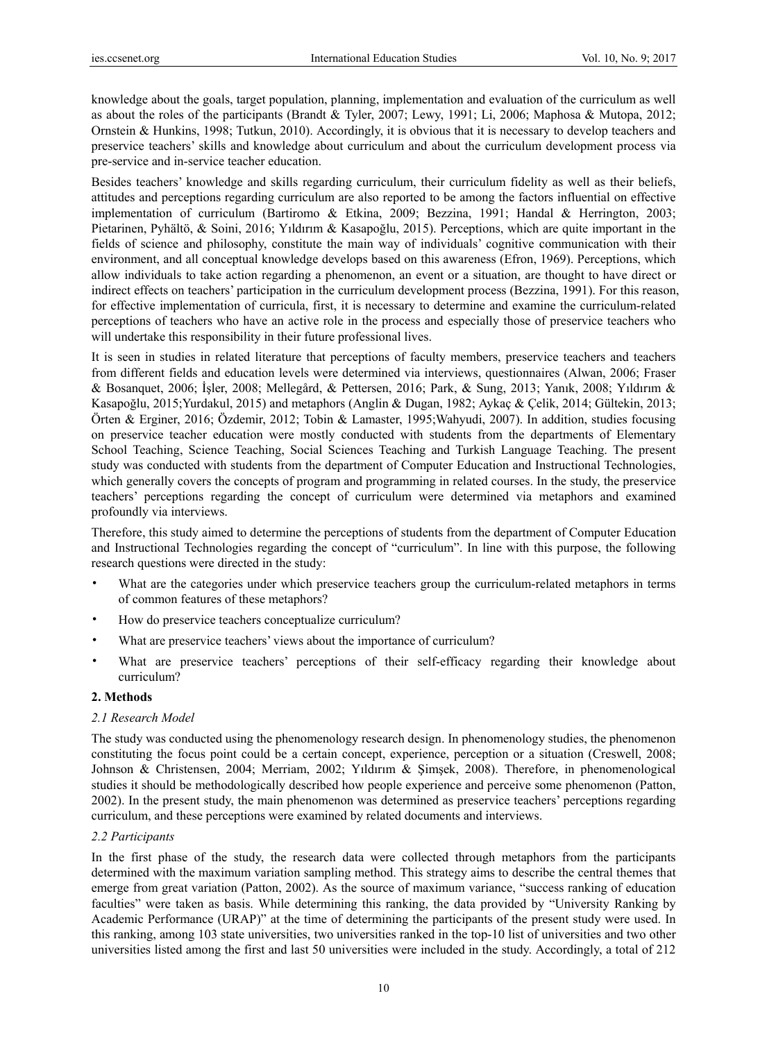knowledge about the goals, target population, planning, implementation and evaluation of the curriculum as well as about the roles of the participants (Brandt & Tyler, 2007; Lewy, 1991; Li, 2006; Maphosa & Mutopa, 2012; Ornstein & Hunkins, 1998; Tutkun, 2010). Accordingly, it is obvious that it is necessary to develop teachers and preservice teachers' skills and knowledge about curriculum and about the curriculum development process via pre-service and in-service teacher education.

Besides teachers' knowledge and skills regarding curriculum, their curriculum fidelity as well as their beliefs, attitudes and perceptions regarding curriculum are also reported to be among the factors influential on effective implementation of curriculum (Bartiromo & Etkina, 2009; Bezzina, 1991; Handal & Herrington, 2003; Pietarinen, Pyhältö, & Soini, 2016; Yıldırım & Kasapoğlu, 2015). Perceptions, which are quite important in the fields of science and philosophy, constitute the main way of individuals' cognitive communication with their environment, and all conceptual knowledge develops based on this awareness (Efron, 1969). Perceptions, which allow individuals to take action regarding a phenomenon, an event or a situation, are thought to have direct or indirect effects on teachers' participation in the curriculum development process (Bezzina, 1991). For this reason, for effective implementation of curricula, first, it is necessary to determine and examine the curriculum-related perceptions of teachers who have an active role in the process and especially those of preservice teachers who will undertake this responsibility in their future professional lives.

It is seen in studies in related literature that perceptions of faculty members, preservice teachers and teachers from different fields and education levels were determined via interviews, questionnaires (Alwan, 2006; Fraser & Bosanquet, 2006; İşler, 2008; Mellegård, & Pettersen, 2016; Park, & Sung, 2013; Yanık, 2008; Yıldırım & Kasapoğlu, 2015;Yurdakul, 2015) and metaphors (Anglin & Dugan, 1982; Aykaç & Çelik, 2014; Gültekin, 2013; Örten & Erginer, 2016; Özdemir, 2012; Tobin & Lamaster, 1995;Wahyudi, 2007). In addition, studies focusing on preservice teacher education were mostly conducted with students from the departments of Elementary School Teaching, Science Teaching, Social Sciences Teaching and Turkish Language Teaching. The present study was conducted with students from the department of Computer Education and Instructional Technologies, which generally covers the concepts of program and programming in related courses. In the study, the preservice teachers' perceptions regarding the concept of curriculum were determined via metaphors and examined profoundly via interviews.

Therefore, this study aimed to determine the perceptions of students from the department of Computer Education and Instructional Technologies regarding the concept of "curriculum". In line with this purpose, the following research questions were directed in the study:

- What are the categories under which preservice teachers group the curriculum-related metaphors in terms of common features of these metaphors?
- How do preservice teachers conceptualize curriculum?
- What are preservice teachers' views about the importance of curriculum?
- What are preservice teachers' perceptions of their self-efficacy regarding their knowledge about curriculum?

## 2. Methods

### *2.1 Research Model*

The study was conducted using the phenomenology research design. In phenomenology studies, the phenomenon constituting the focus point could be a certain concept, experience, perception or a situation (Creswell, 2008; Johnson & Christensen, 2004; Merriam, 2002; Yıldırım & Şimşek, 2008). Therefore, in phenomenological studies it should be methodologically described how people experience and perceive some phenomenon (Patton, 2002). In the present study, the main phenomenon was determined as preservice teachers' perceptions regarding curriculum, and these perceptions were examined by related documents and interviews.

### *2.2 Participants*

In the first phase of the study, the research data were collected through metaphors from the participants determined with the maximum variation sampling method. This strategy aims to describe the central themes that emerge from great variation (Patton, 2002). As the source of maximum variance, "success ranking of education faculties" were taken as basis. While determining this ranking, the data provided by "University Ranking by Academic Performance (URAP)" at the time of determining the participants of the present study were used. In this ranking, among 103 state universities, two universities ranked in the top-10 list of universities and two other universities listed among the first and last 50 universities were included in the study. Accordingly, a total of 212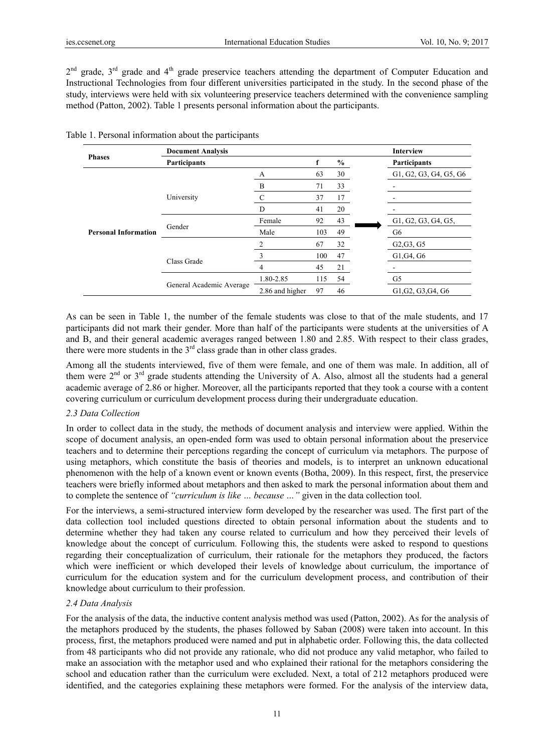$2^{nd}$ grade, $3^{rd}$ grade and $4^{th}$ grade preservice teachers attending the department of Computer Education and Instructional Technologies from four different universities participated in the study. In the second phase of the study, interviews were held with six volunteering preservice teachers determined with the convenience sampling method (Patton, 2002). Table 1 presents personal information about the participants.

Table 1. Personal information about the participants

| Phases | Document Analysis | | | | Interview |
|---|---|---|---|---|---|
| | Participants | | f | % | Participants |
| **Personal Information** | University | A | 63 | 30 | G1, G2, G3, G4, G5, G6 |
| | | B | 71 | 33 | - |
| | | C | 37 | 17 | - |
| | | D | 41 | 20 | - |
| | Gender | Female | 92 | 43 | G1, G2, G3, G4, G5, |
| | | Male | 103 | 49 | G6 |
| | Class Grade | 2 | 67 | 32 | G2,G3, G5 |
| | | 3 | 100 | 47 | G1,G4, G6 |
| | | 4 | 45 | 21 | - |
| | General Academic Average | 1.80-2.85 | 115 | 54 | G5 |
| | | 2.86 and higher | 97 | 46 | G1,G2, G3,G4, G6 |

As can be seen in Table 1, the number of the female students was close to that of the male students, and 17 participants did not mark their gender. More than half of the participants were students at the universities of A and B, and their general academic averages ranged between 1.80 and 2.85. With respect to their class grades, there were more students in the $3^{rd}$ class grade than in other class grades.

Among all the students interviewed, five of them were female, and one of them was male. In addition, all of them were $2^{nd}$ or $3^{rd}$ grade students attending the University of A. Also, almost all the students had a general academic average of 2.86 or higher. Moreover, all the participants reported that they took a course with a content covering curriculum or curriculum development process during their undergraduate education.

### 2.3 Data Collection

In order to collect data in the study, the methods of document analysis and interview were applied. Within the scope of document analysis, an open-ended form was used to obtain personal information about the preservice teachers and to determine their perceptions regarding the concept of curriculum via metaphors. The purpose of using metaphors, which constitute the basis of theories and models, is to interpret an unknown educational phenomenon with the help of a known event or known events (Botha, 2009). In this respect, first, the preservice teachers were briefly informed about metaphors and then asked to mark the personal information about them and to complete the sentence of *"curriculum is like … because …"* given in the data collection tool.

For the interviews, a semi-structured interview form developed by the researcher was used. The first part of the data collection tool included questions directed to obtain personal information about the students and to determine whether they had taken any course related to curriculum and how they perceived their levels of knowledge about the concept of curriculum. Following this, the students were asked to respond to questions regarding their conceptualization of curriculum, their rationale for the metaphors they produced, the factors which were inefficient or which developed their levels of knowledge about curriculum, the importance of curriculum for the education system and for the curriculum development process, and contribution of their knowledge about curriculum to their profession.

### 2.4 Data Analysis

For the analysis of the data, the inductive content analysis method was used (Patton, 2002). As for the analysis of the metaphors produced by the students, the phases followed by Saban (2008) were taken into account. In this process, first, the metaphors produced were named and put in alphabetic order. Following this, the data collected from 48 participants who did not provide any rationale, who did not produce any valid metaphor, who failed to make an association with the metaphor used and who explained their rational for the metaphors considering the school and education rather than the curriculum were excluded. Next, a total of 212 metaphors produced were identified, and the categories explaining these metaphors were formed. For the analysis of the interview data,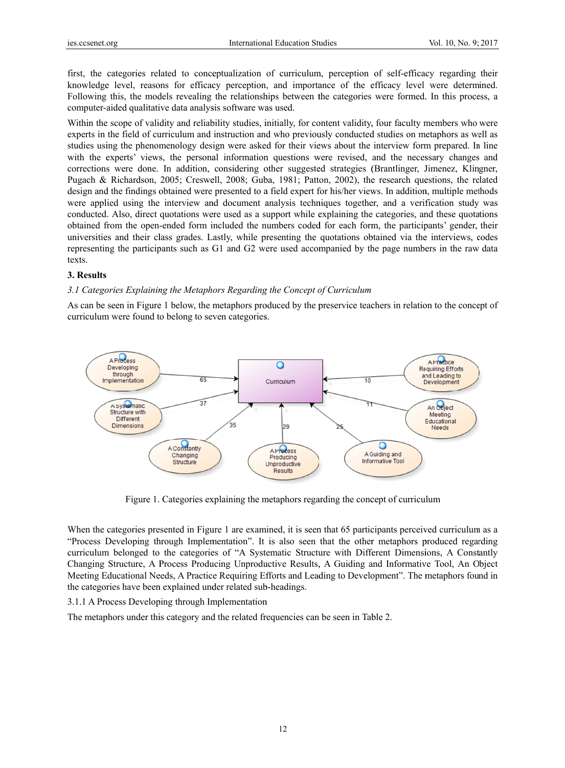first, the categories related to conceptualization of curriculum, perception of self-efficacy regarding their knowledge level, reasons for efficacy perception, and importance of the efficacy level were determined. Following this, the models revealing the relationships between the categories were formed. In this process, a computer-aided qualitative data analysis software was used.

Within the scope of validity and reliability studies, initially, for content validity, four faculty members who were experts in the field of curriculum and instruction and who previously conducted studies on metaphors as well as studies using the phenomenology design were asked for their views about the interview form prepared. In line with the experts' views, the personal information questions were revised, and the necessary changes and corrections were done. In addition, considering other suggested strategies (Brantlinger, Jimenez, Klingner, Pugach & Richardson, 2005; Creswell, 2008; Guba, 1981; Patton, 2002), the research questions, the related design and the findings obtained were presented to a field expert for his/her views. In addition, multiple methods were applied using the interview and document analysis techniques together, and a verification study was conducted. Also, direct quotations were used as a support while explaining the categories, and these quotations obtained from the open-ended form included the numbers coded for each form, the participants' gender, their universities and their class grades. Lastly, while presenting the quotations obtained via the interviews, codes representing the participants such as G1 and G2 were used accompanied by the page numbers in the raw data texts.

## 3. Results

### *3.1 Categories Explaining the Metaphors Regarding the Concept of Curriculum*

As can be seen in Figure 1 below, the metaphors produced by the preservice teachers in relation to the concept of curriculum were found to belong to seven categories.

Figure 1. Categories explaining the metaphors regarding the concept of curriculum

When the categories presented in Figure 1 are examined, it is seen that 65 participants perceived curriculum as a "Process Developing through Implementation". It is also seen that the other metaphors produced regarding curriculum belonged to the categories of "A Systematic Structure with Different Dimensions, A Constantly Changing Structure, A Process Producing Unproductive Results, A Guiding and Informative Tool, An Object Meeting Educational Needs, A Practice Requiring Efforts and Leading to Development". The metaphors found in the categories have been explained under related sub-headings.

#### 3.1.1 A Process Developing through Implementation

The metaphors under this category and the related frequencies can be seen in Table 2.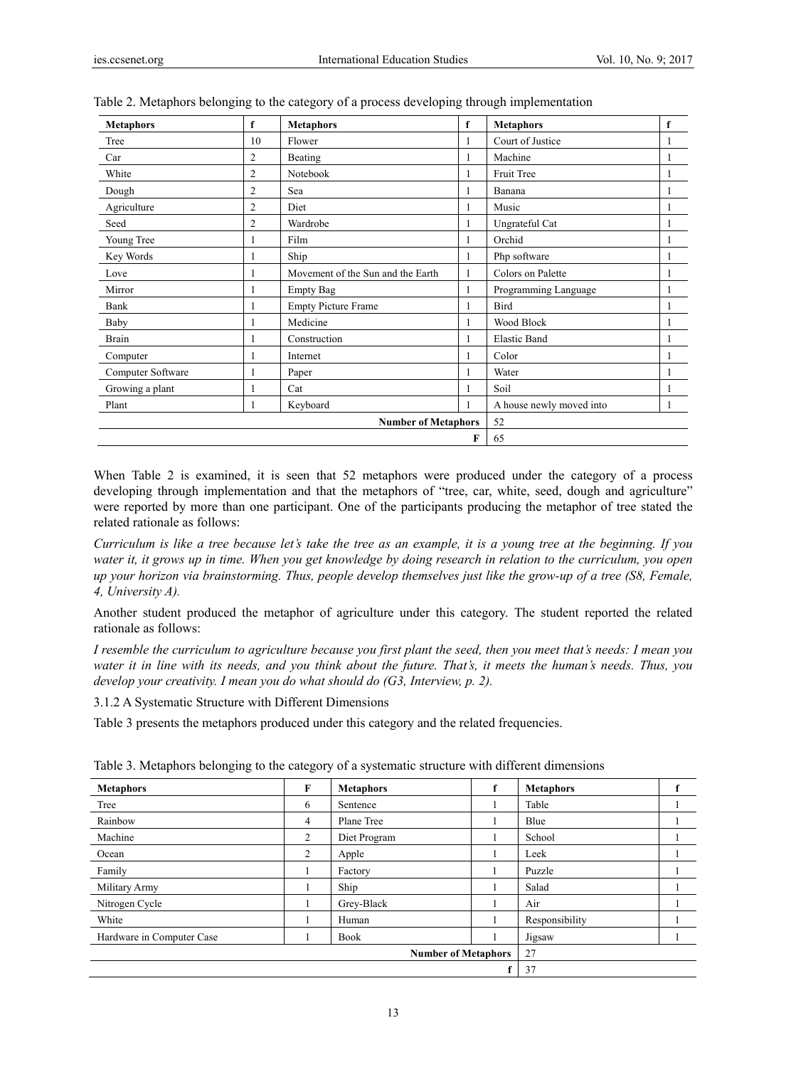Table 2. Metaphors belonging to the category of a process developing through implementation

| Metaphors | f | Metaphors | f | Metaphors | f |
|---|---|---|---|---|---|
| Tree | 10 | Flower | 1 | Court of Justice | 1 |
| Car | 2 | Beating | 1 | Machine | 1 |
| White | 2 | Notebook | 1 | Fruit Tree | 1 |
| Dough | 2 | Sea | 1 | Banana | 1 |
| Agriculture | 2 | Diet | 1 | Music | 1 |
| Seed | 2 | Wardrobe | 1 | Ungrateful Cat | 1 |
| Young Tree | 1 | Film | 1 | Orchid | 1 |
| Key Words | 1 | Ship | 1 | Php software | 1 |
| Love | 1 | Movement of the Sun and the Earth | 1 | Colors on Palette | 1 |
| Mirror | 1 | Empty Bag | 1 | Programming Language | 1 |
| Bank | 1 | Empty Picture Frame | 1 | Bird | 1 |
| Baby | 1 | Medicine | 1 | Wood Block | 1 |
| Brain | 1 | Construction | 1 | Elastic Band | 1 |
| Computer | 1 | Internet | 1 | Color | 1 |
| Computer Software | 1 | Paper | 1 | Water | 1 |
| Growing a plant | 1 | Cat | 1 | Soil | 1 |
| Plant | 1 | Keyboard | 1 | A house newly moved into | 1 |
| | | | **Number of Metaphors** | 52 | |
| | | | **F** | 65 | |

When Table 2 is examined, it is seen that 52 metaphors were produced under the category of a process developing through implementation and that the metaphors of "tree, car, white, seed, dough and agriculture" were reported by more than one participant. One of the participants producing the metaphor of tree stated the related rationale as follows:

*Curriculum is like a tree because let's take the tree as an example, it is a young tree at the beginning. If you water it, it grows up in time. When you get knowledge by doing research in relation to the curriculum, you open up your horizon via brainstorming. Thus, people develop themselves just like the grow-up of a tree (S8, Female, 4, University A).*

Another student produced the metaphor of agriculture under this category. The student reported the related rationale as follows:

*I resemble the curriculum to agriculture because you first plant the seed, then you meet that's needs: I mean you water it in line with its needs, and you think about the future. That's, it meets the human's needs. Thus, you develop your creativity. I mean you do what should do (G3, Interview, p. 2).*

3.1.2 A Systematic Structure with Different Dimensions

Table 3 presents the metaphors produced under this category and the related frequencies.

Table 3. Metaphors belonging to the category of a systematic structure with different dimensions

| Metaphors | F | Metaphors | f | Metaphors | f |
|---|---|---|---|---|---|
| Tree | 6 | Sentence | 1 | Table | 1 |
| Rainbow | 4 | Plane Tree | 1 | Blue | 1 |
| Machine | 2 | Diet Program | 1 | School | 1 |
| Ocean | 2 | Apple | 1 | Leek | 1 |
| Family | 1 | Factory | 1 | Puzzle | 1 |
| Military Army | 1 | Ship | 1 | Salad | 1 |
| Nitrogen Cycle | 1 | Grey-Black | 1 | Air | 1 |
| White | 1 | Human | 1 | Responsibility | 1 |
| Hardware in Computer Case | 1 | Book | 1 | Jigsaw | 1 |
| | | | **Number of Metaphors** | 27 | |
| | | | **f** | 37 | |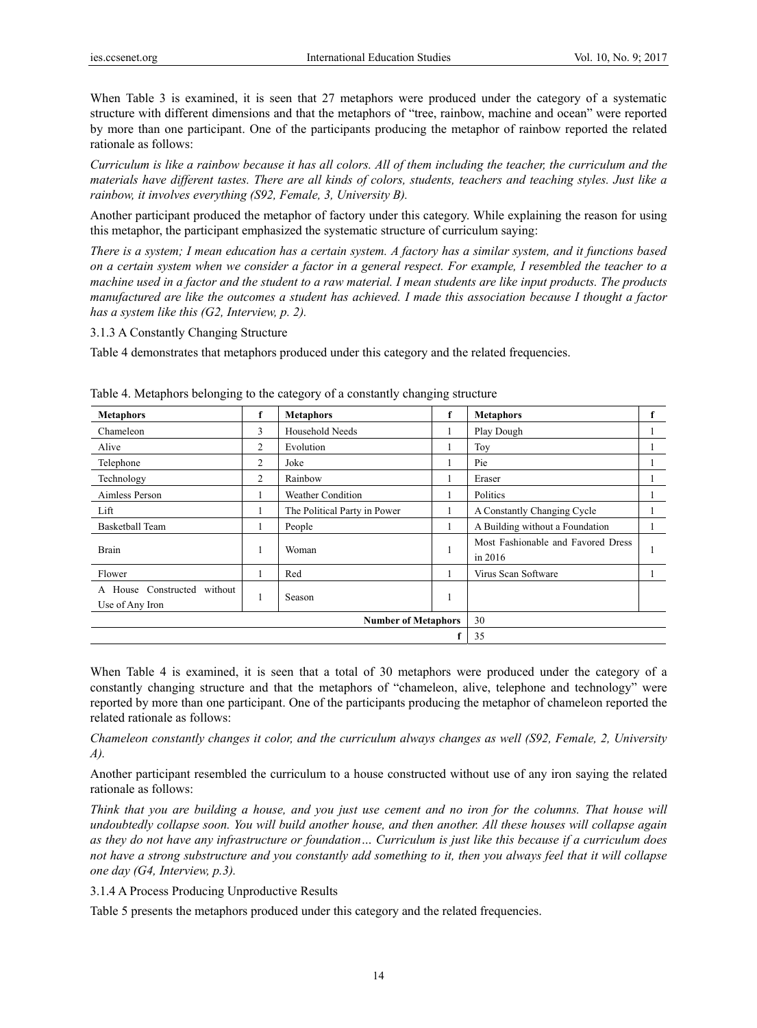When Table 3 is examined, it is seen that 27 metaphors were produced under the category of a systematic structure with different dimensions and that the metaphors of "tree, rainbow, machine and ocean" were reported by more than one participant. One of the participants producing the metaphor of rainbow reported the related rationale as follows:

*Curriculum is like a rainbow because it has all colors. All of them including the teacher, the curriculum and the materials have different tastes. There are all kinds of colors, students, teachers and teaching styles. Just like a rainbow, it involves everything (S92, Female, 3, University B).*

Another participant produced the metaphor of factory under this category. While explaining the reason for using this metaphor, the participant emphasized the systematic structure of curriculum saying:

*There is a system; I mean education has a certain system. A factory has a similar system, and it functions based on a certain system when we consider a factor in a general respect. For example, I resembled the teacher to a machine used in a factor and the student to a raw material. I mean students are like input products. The products manufactured are like the outcomes a student has achieved. I made this association because I thought a factor has a system like this (G2, Interview, p. 2).*

#### 3.1.3 A Constantly Changing Structure

Table 4 demonstrates that metaphors produced under this category and the related frequencies.

Table 4. Metaphors belonging to the category of a constantly changing structure

| Metaphors | f | Metaphors | f | Metaphors | f |
|---|---|---|---|---|---|
| Chameleon | 3 | Household Needs | 1 | Play Dough | 1 |
| Alive | 2 | Evolution | 1 | Toy | 1 |
| Telephone | 2 | Joke | 1 | Pie | 1 |
| Technology | 2 | Rainbow | 1 | Eraser | 1 |
| Aimless Person | 1 | Weather Condition | 1 | Politics | 1 |
| Lift | 1 | The Political Party in Power | 1 | A Constantly Changing Cycle | 1 |
| Basketball Team | 1 | People | 1 | A Building without a Foundation | 1 |
| Brain | 1 | Woman | 1 | Most Fashionable and Favored Dress in 2016 | 1 |
| Flower | 1 | Red | 1 | Virus Scan Software | 1 |
| A House Constructed without Use of Any Iron | 1 | Season | 1 | | |
| | | | **Number of Metaphors** | 30 | |
| | | | **f** | 35 | |

When Table 4 is examined, it is seen that a total of 30 metaphors were produced under the category of a constantly changing structure and that the metaphors of "chameleon, alive, telephone and technology" were reported by more than one participant. One of the participants producing the metaphor of chameleon reported the related rationale as follows:

*Chameleon constantly changes it color, and the curriculum always changes as well (S92, Female, 2, University A).*

Another participant resembled the curriculum to a house constructed without use of any iron saying the related rationale as follows:

*Think that you are building a house, and you just use cement and no iron for the columns. That house will undoubtedly collapse soon. You will build another house, and then another. All these houses will collapse again as they do not have any infrastructure or foundation… Curriculum is just like this because if a curriculum does not have a strong substructure and you constantly add something to it, then you always feel that it will collapse one day (G4, Interview, p.3).*

#### 3.1.4 A Process Producing Unproductive Results

Table 5 presents the metaphors produced under this category and the related frequencies.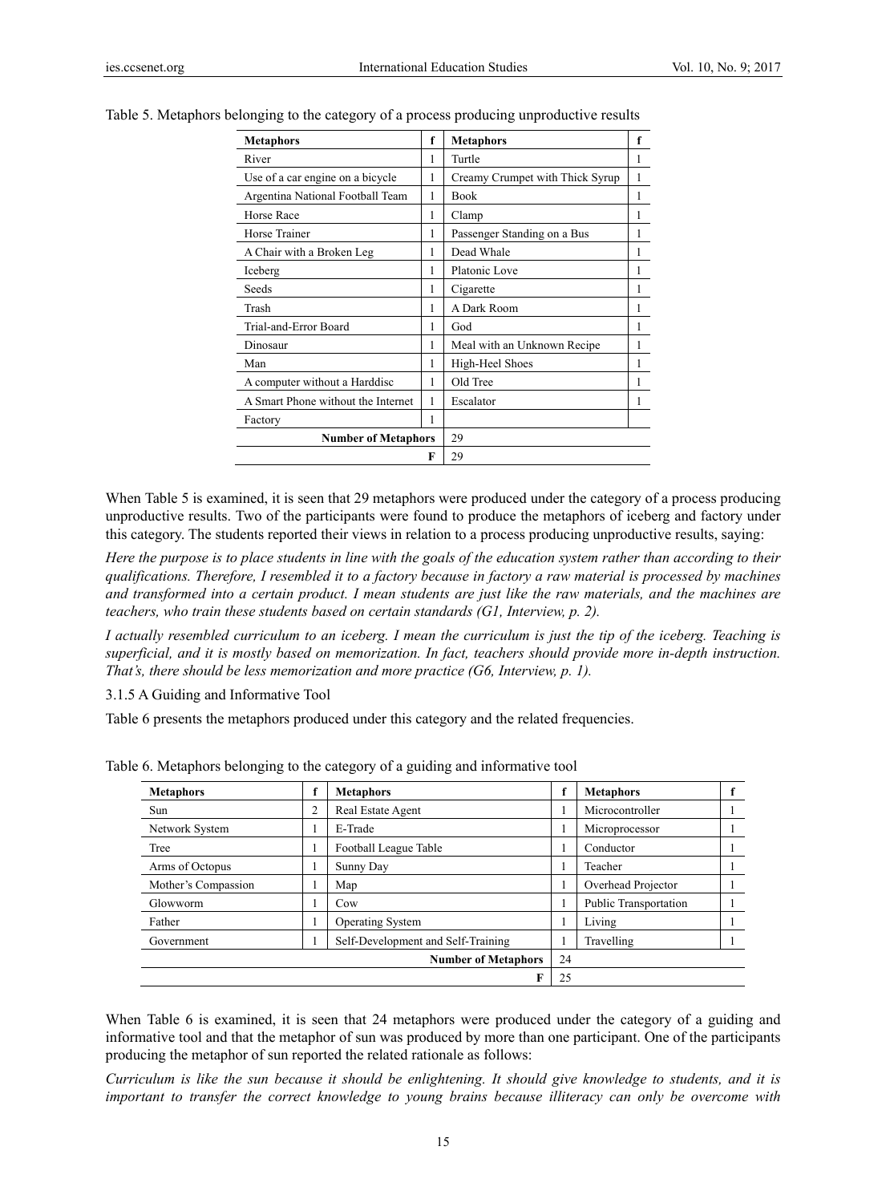Table 5. Metaphors belonging to the category of a process producing unproductive results

| Metaphors | f | Metaphors | f |
|---|---|---|---|
| River | 1 | Turtle | 1 |
| Use of a car engine on a bicycle | 1 | Creamy Crumpet with Thick Syrup | 1 |
| Argentina National Football Team | 1 | Book | 1 |
| Horse Race | 1 | Clamp | 1 |
| Horse Trainer | 1 | Passenger Standing on a Bus | 1 |
| A Chair with a Broken Leg | 1 | Dead Whale | 1 |
| Iceberg | 1 | Platonic Love | 1 |
| Seeds | 1 | Cigarette | 1 |
| Trash | 1 | A Dark Room | 1 |
| Trial-and-Error Board | 1 | God | 1 |
| Dinosaur | 1 | Meal with an Unknown Recipe | 1 |
| Man | 1 | High-Heel Shoes | 1 |
| A computer without a Harddisc | 1 | Old Tree | 1 |
| A Smart Phone without the Internet | 1 | Escalator | 1 |
| Factory | 1 | | |
| **Number of Metaphors** | | 29 | |
| **F** | | 29 | |

When Table 5 is examined, it is seen that 29 metaphors were produced under the category of a process producing unproductive results. Two of the participants were found to produce the metaphors of iceberg and factory under this category. The students reported their views in relation to a process producing unproductive results, saying:

*Here the purpose is to place students in line with the goals of the education system rather than according to their qualifications. Therefore, I resembled it to a factory because in factory a raw material is processed by machines and transformed into a certain product. I mean students are just like the raw materials, and the machines are teachers, who train these students based on certain standards (G1, Interview, p. 2).*

*I actually resembled curriculum to an iceberg. I mean the curriculum is just the tip of the iceberg. Teaching is superficial, and it is mostly based on memorization. In fact, teachers should provide more in-depth instruction. That's, there should be less memorization and more practice (G6, Interview, p. 1).*

### 3.1.5 A Guiding and Informative Tool

Table 6 presents the metaphors produced under this category and the related frequencies.

Table 6. Metaphors belonging to the category of a guiding and informative tool

| Metaphors | f | Metaphors | f | Metaphors | f |
|---|---|---|---|---|---|
| Sun | 2 | Real Estate Agent | 1 | Microcontroller | 1 |
| Network System | 1 | E-Trade | 1 | Microprocessor | 1 |
| Tree | 1 | Football League Table | 1 | Conductor | 1 |
| Arms of Octopus | 1 | Sunny Day | 1 | Teacher | 1 |
| Mother's Compassion | 1 | Map | 1 | Overhead Projector | 1 |
| Glowworm | 1 | Cow | 1 | Public Transportation | 1 |
| Father | 1 | Operating System | 1 | Living | 1 |
| Government | 1 | Self-Development and Self-Training | 1 | Travelling | 1 |
| | | **Number of Metaphors** | 24 | | |
| | | **F** | 25 | | |

When Table 6 is examined, it is seen that 24 metaphors were produced under the category of a guiding and informative tool and that the metaphor of sun was produced by more than one participant. One of the participants producing the metaphor of sun reported the related rationale as follows:

*Curriculum is like the sun because it should be enlightening. It should give knowledge to students, and it is important to transfer the correct knowledge to young brains because illiteracy can only be overcome with*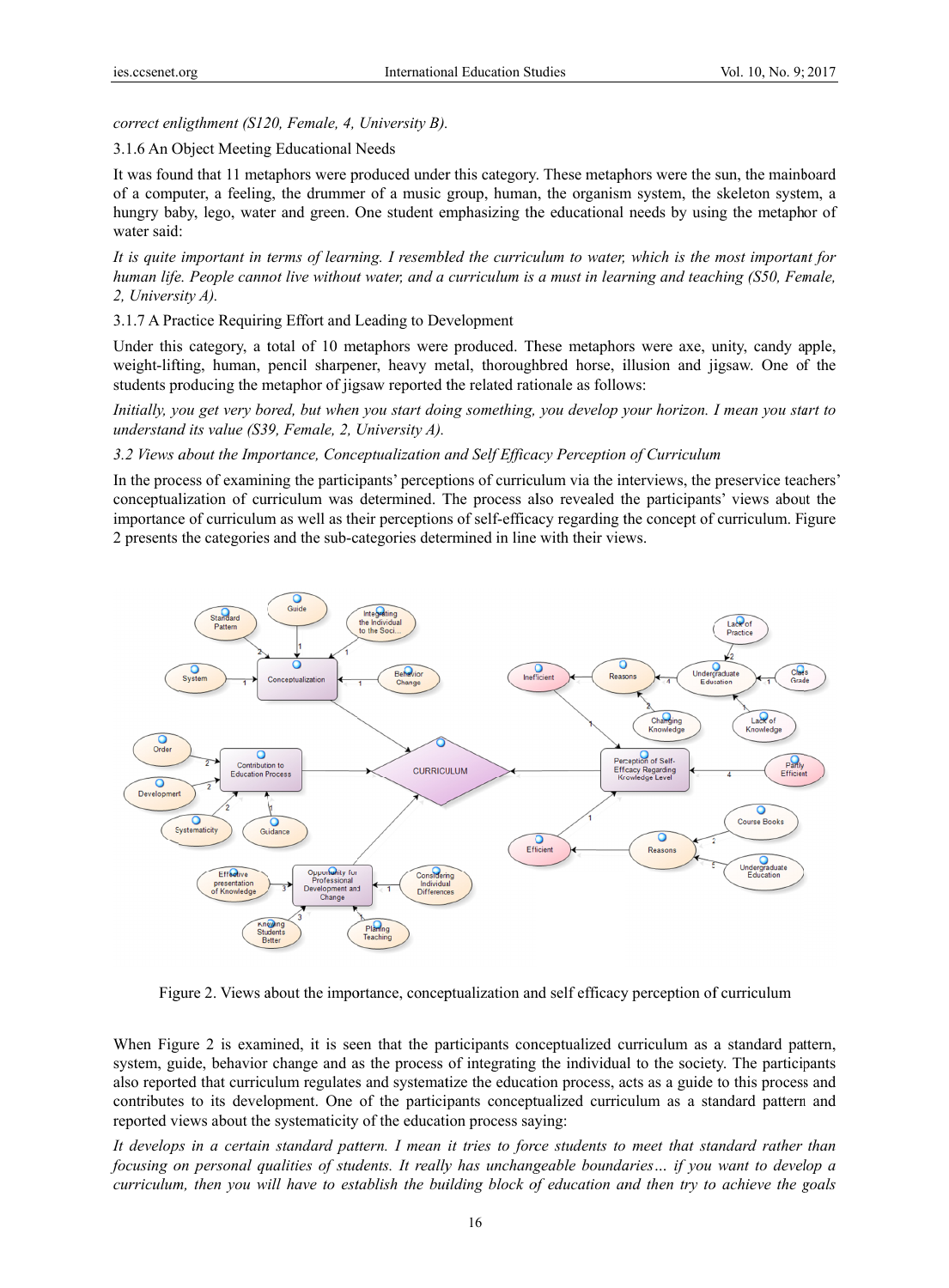*correct enligthment (S120, Female, 4, University B).*

### 3.1.6 An Object Meeting Educational Needs

It was found that 11 metaphors were produced under this category. These metaphors were the sun, the mainboard of a computer, a feeling, the drummer of a music group, human, the organism system, the skeleton system, a hungry baby, lego, water and green. One student emphasizing the educational needs by using the metaphor of water said:

*It is quite important in terms of learning. I resembled the curriculum to water, which is the most important for human life. People cannot live without water, and a curriculum is a must in learning and teaching (S50, Female, 2, University A).*

### 3.1.7 A Practice Requiring Effort and Leading to Development

Under this category, a total of 10 metaphors were produced. These metaphors were axe, unity, candy apple, weight-lifting, human, pencil sharpener, heavy metal, thoroughbred horse, illusion and jigsaw. One of the students producing the metaphor of jigsaw reported the related rationale as follows:

*Initially, you get very bored, but when you start doing something, you develop your horizon. I mean you start to understand its value (S39, Female, 2, University A).*

## *3.2 Views about the Importance, Conceptualization and Self Efficacy Perception of Curriculum*

In the process of examining the participants' perceptions of curriculum via the interviews, the preservice teachers' conceptualization of curriculum was determined. The process also revealed the participants' views about the importance of curriculum as well as their perceptions of self-efficacy regarding the concept of curriculum. Figure 2 presents the categories and the sub-categories determined in line with their views.

Figure 2. Views about the importance, conceptualization and self efficacy perception of curriculum

When Figure 2 is examined, it is seen that the participants conceptualized curriculum as a standard pattern, system, guide, behavior change and as the process of integrating the individual to the society. The participants also reported that curriculum regulates and systematize the education process, acts as a guide to this process and contributes to its development. One of the participants conceptualized curriculum as a standard pattern and reported views about the systematicity of the education process saying:

*It develops in a certain standard pattern. I mean it tries to force students to meet that standard rather than focusing on personal qualities of students. It really has unchangeable boundaries… if you want to develop a curriculum, then you will have to establish the building block of education and then try to achieve the goals*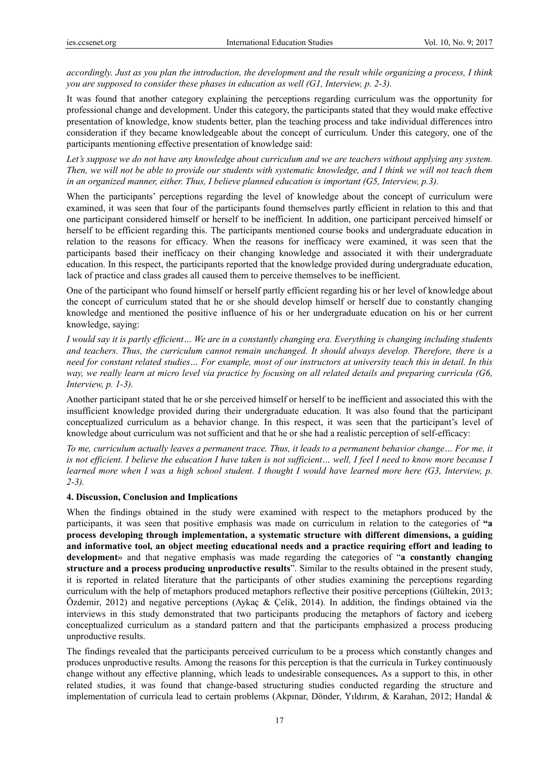*accordingly. Just as you plan the introduction, the development and the result while organizing a process, I think you are supposed to consider these phases in education as well (G1, Interview, p. 2-3).*

It was found that another category explaining the perceptions regarding curriculum was the opportunity for professional change and development. Under this category, the participants stated that they would make effective presentation of knowledge, know students better, plan the teaching process and take individual differences intro consideration if they became knowledgeable about the concept of curriculum. Under this category, one of the participants mentioning effective presentation of knowledge said:

*Let's suppose we do not have any knowledge about curriculum and we are teachers without applying any system. Then, we will not be able to provide our students with systematic knowledge, and I think we will not teach them in an organized manner, either. Thus, I believe planned education is important (G5, Interview, p.3).*

When the participants' perceptions regarding the level of knowledge about the concept of curriculum were examined, it was seen that four of the participants found themselves partly efficient in relation to this and that one participant considered himself or herself to be inefficient. In addition, one participant perceived himself or herself to be efficient regarding this. The participants mentioned course books and undergraduate education in relation to the reasons for efficacy. When the reasons for inefficacy were examined, it was seen that the participants based their inefficacy on their changing knowledge and associated it with their undergraduate education. In this respect, the participants reported that the knowledge provided during undergraduate education, lack of practice and class grades all caused them to perceive themselves to be inefficient.

One of the participant who found himself or herself partly efficient regarding his or her level of knowledge about the concept of curriculum stated that he or she should develop himself or herself due to constantly changing knowledge and mentioned the positive influence of his or her undergraduate education on his or her current knowledge, saying:

*I would say it is partly efficient… We are in a constantly changing era. Everything is changing including students and teachers. Thus, the curriculum cannot remain unchanged. It should always develop. Therefore, there is a need for constant related studies… For example, most of our instructors at university teach this in detail. In this way, we really learn at micro level via practice by focusing on all related details and preparing curricula (G6, Interview, p. 1-3).*

Another participant stated that he or she perceived himself or herself to be inefficient and associated this with the insufficient knowledge provided during their undergraduate education. It was also found that the participant conceptualized curriculum as a behavior change. In this respect, it was seen that the participant's level of knowledge about curriculum was not sufficient and that he or she had a realistic perception of self-efficacy:

*To me, curriculum actually leaves a permanent trace. Thus, it leads to a permanent behavior change… For me, it is not efficient. I believe the education I have taken is not sufficient… well, I feel I need to know more because I learned more when I was a high school student. I thought I would have learned more here (G3, Interview, p. 2-3).*

## 4. Discussion, Conclusion and Implications

When the findings obtained in the study were examined with respect to the metaphors produced by the participants, it was seen that positive emphasis was made on curriculum in relation to the categories of **"a process developing through implementation, a systematic structure with different dimensions, a guiding and informative tool, an object meeting educational needs and a practice requiring effort and leading to development»** and that negative emphasis was made regarding the categories of "**a constantly changing structure and a process producing unproductive results**". Similar to the results obtained in the present study, it is reported in related literature that the participants of other studies examining the perceptions regarding curriculum with the help of metaphors produced metaphors reflective their positive perceptions (Gültekin, 2013; Özdemir, 2012) and negative perceptions (Aykaç & Çelik, 2014). In addition, the findings obtained via the interviews in this study demonstrated that two participants producing the metaphors of factory and iceberg conceptualized curriculum as a standard pattern and that the participants emphasized a process producing unproductive results.

The findings revealed that the participants perceived curriculum to be a process which constantly changes and produces unproductive results. Among the reasons for this perception is that the curricula in Turkey continuously change without any effective planning, which leads to undesirable consequences**.** As a support to this, in other related studies, it was found that change-based structuring studies conducted regarding the structure and implementation of curricula lead to certain problems (Akpınar, Dönder, Yıldırım, & Karahan, 2012; Handal &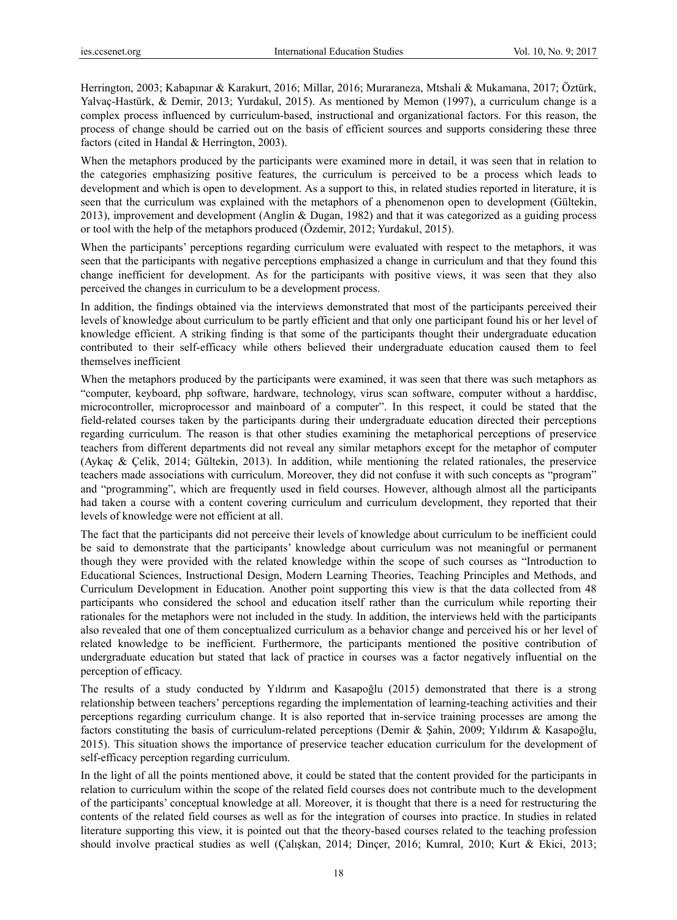Herrington, 2003; Kabapınar & Karakurt, 2016; Millar, 2016; Muraraneza, Mtshali & Mukamana, 2017; Öztürk, Yalvaç-Hastürk, & Demir, 2013; Yurdakul, 2015). As mentioned by Memon (1997), a curriculum change is a complex process influenced by curriculum-based, instructional and organizational factors. For this reason, the process of change should be carried out on the basis of efficient sources and supports considering these three factors (cited in Handal & Herrington, 2003).

When the metaphors produced by the participants were examined more in detail, it was seen that in relation to the categories emphasizing positive features, the curriculum is perceived to be a process which leads to development and which is open to development. As a support to this, in related studies reported in literature, it is seen that the curriculum was explained with the metaphors of a phenomenon open to development (Gültekin, 2013), improvement and development (Anglin & Dugan, 1982) and that it was categorized as a guiding process or tool with the help of the metaphors produced (Özdemir, 2012; Yurdakul, 2015).

When the participants' perceptions regarding curriculum were evaluated with respect to the metaphors, it was seen that the participants with negative perceptions emphasized a change in curriculum and that they found this change inefficient for development. As for the participants with positive views, it was seen that they also perceived the changes in curriculum to be a development process.

In addition, the findings obtained via the interviews demonstrated that most of the participants perceived their levels of knowledge about curriculum to be partly efficient and that only one participant found his or her level of knowledge efficient. A striking finding is that some of the participants thought their undergraduate education contributed to their self-efficacy while others believed their undergraduate education caused them to feel themselves inefficient

When the metaphors produced by the participants were examined, it was seen that there was such metaphors as "computer, keyboard, php software, hardware, technology, virus scan software, computer without a harddisc, microcontroller, microprocessor and mainboard of a computer". In this respect, it could be stated that the field-related courses taken by the participants during their undergraduate education directed their perceptions regarding curriculum. The reason is that other studies examining the metaphorical perceptions of preservice teachers from different departments did not reveal any similar metaphors except for the metaphor of computer (Aykaç & Çelik, 2014; Gültekin, 2013). In addition, while mentioning the related rationales, the preservice teachers made associations with curriculum. Moreover, they did not confuse it with such concepts as "program" and "programming", which are frequently used in field courses. However, although almost all the participants had taken a course with a content covering curriculum and curriculum development, they reported that their levels of knowledge were not efficient at all.

The fact that the participants did not perceive their levels of knowledge about curriculum to be inefficient could be said to demonstrate that the participants' knowledge about curriculum was not meaningful or permanent though they were provided with the related knowledge within the scope of such courses as "Introduction to Educational Sciences, Instructional Design, Modern Learning Theories, Teaching Principles and Methods, and Curriculum Development in Education. Another point supporting this view is that the data collected from 48 participants who considered the school and education itself rather than the curriculum while reporting their rationales for the metaphors were not included in the study. In addition, the interviews held with the participants also revealed that one of them conceptualized curriculum as a behavior change and perceived his or her level of related knowledge to be inefficient. Furthermore, the participants mentioned the positive contribution of undergraduate education but stated that lack of practice in courses was a factor negatively influential on the perception of efficacy.

The results of a study conducted by Yıldırım and Kasapoğlu (2015) demonstrated that there is a strong relationship between teachers' perceptions regarding the implementation of learning-teaching activities and their perceptions regarding curriculum change. It is also reported that in-service training processes are among the factors constituting the basis of curriculum-related perceptions (Demir & Şahin, 2009; Yıldırım & Kasapoğlu, 2015). This situation shows the importance of preservice teacher education curriculum for the development of self-efficacy perception regarding curriculum.

In the light of all the points mentioned above, it could be stated that the content provided for the participants in relation to curriculum within the scope of the related field courses does not contribute much to the development of the participants' conceptual knowledge at all. Moreover, it is thought that there is a need for restructuring the contents of the related field courses as well as for the integration of courses into practice. In studies in related literature supporting this view, it is pointed out that the theory-based courses related to the teaching profession should involve practical studies as well (Çalışkan, 2014; Dinçer, 2016; Kumral, 2010; Kurt & Ekici, 2013;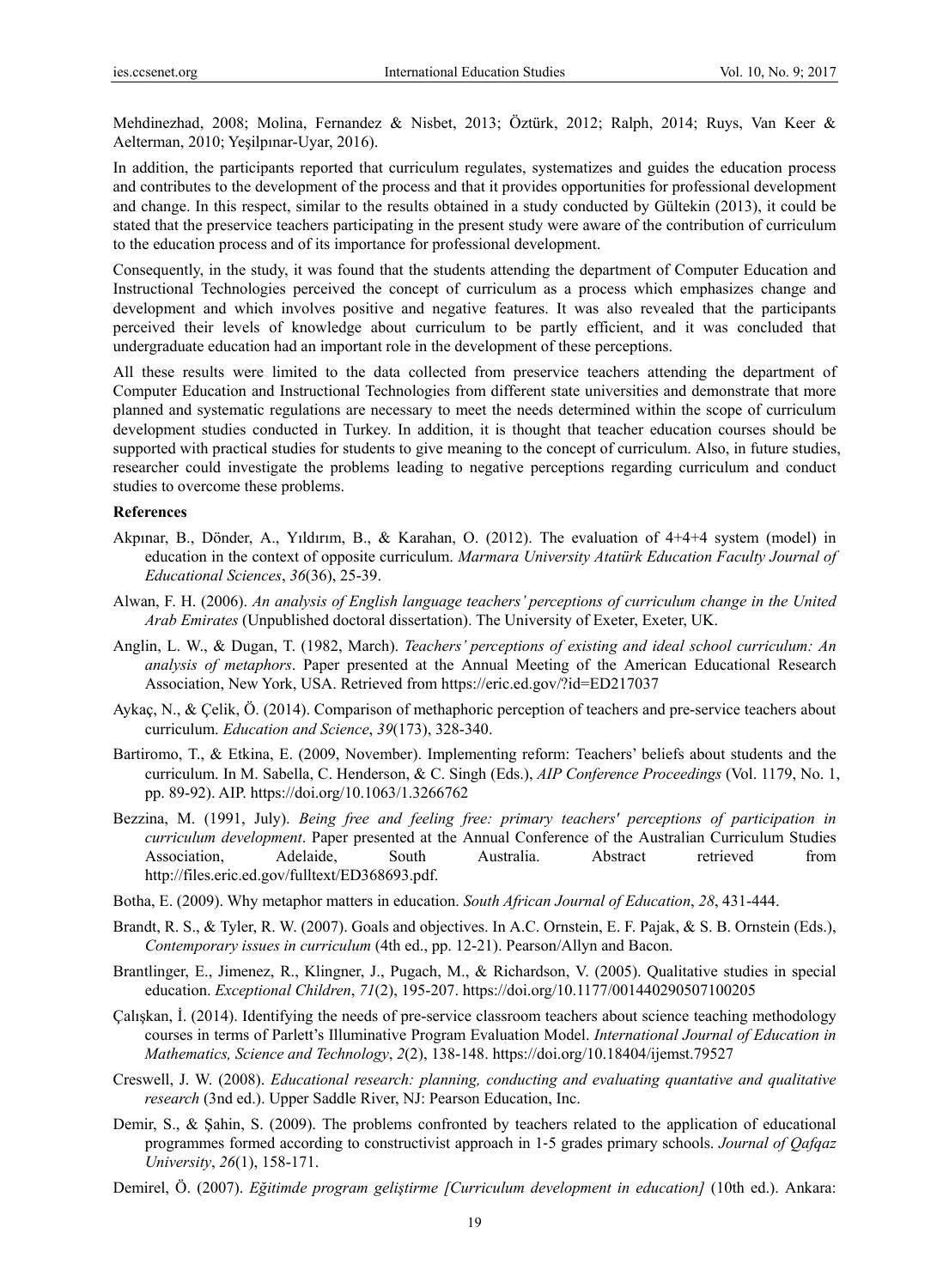Mehdinezhad, 2008; Molina, Fernandez & Nisbet, 2013; Öztürk, 2012; Ralph, 2014; Ruys, Van Keer & Aelterman, 2010; Yeşilpınar-Uyar, 2016).

In addition, the participants reported that curriculum regulates, systematizes and guides the education process and contributes to the development of the process and that it provides opportunities for professional development and change. In this respect, similar to the results obtained in a study conducted by Gültekin (2013), it could be stated that the preservice teachers participating in the present study were aware of the contribution of curriculum to the education process and of its importance for professional development.

Consequently, in the study, it was found that the students attending the department of Computer Education and Instructional Technologies perceived the concept of curriculum as a process which emphasizes change and development and which involves positive and negative features. It was also revealed that the participants perceived their levels of knowledge about curriculum to be partly efficient, and it was concluded that undergraduate education had an important role in the development of these perceptions.

All these results were limited to the data collected from preservice teachers attending the department of Computer Education and Instructional Technologies from different state universities and demonstrate that more planned and systematic regulations are necessary to meet the needs determined within the scope of curriculum development studies conducted in Turkey. In addition, it is thought that teacher education courses should be supported with practical studies for students to give meaning to the concept of curriculum. Also, in future studies, researcher could investigate the problems leading to negative perceptions regarding curriculum and conduct studies to overcome these problems.

**References**

Akpınar, B., Dönder, A., Yıldırım, B., & Karahan, O. (2012). The evaluation of 4+4+4 system (model) in education in the context of opposite curriculum. *Marmara University Atatürk Education Faculty Journal of Educational Sciences*, *36*(36), 25-39.

Alwan, F. H. (2006). *An analysis of English language teachers' perceptions of curriculum change in the United Arab Emirates* (Unpublished doctoral dissertation). The University of Exeter, Exeter, UK.

Anglin, L. W., & Dugan, T. (1982, March). *Teachers' perceptions of existing and ideal school curriculum: An analysis of metaphors*. Paper presented at the Annual Meeting of the American Educational Research Association, New York, USA. Retrieved from https://eric.ed.gov/?id=ED217037

Aykaç, N., & Çelik, Ö. (2014). Comparison of methaphoric perception of teachers and pre-service teachers about curriculum. *Education and Science*, *39*(173), 328-340.

Bartiromo, T., & Etkina, E. (2009, November). Implementing reform: Teachers' beliefs about students and the curriculum. In M. Sabella, C. Henderson, & C. Singh (Eds.), *AIP Conference Proceedings* (Vol. 1179, No. 1, pp. 89-92). AIP. https://doi.org/10.1063/1.3266762

Bezzina, M. (1991, July). *Being free and feeling free: primary teachers' perceptions of participation in curriculum development*. Paper presented at the Annual Conference of the Australian Curriculum Studies Association, Adelaide, South Australia. Abstract retrieved from http://files.eric.ed.gov/fulltext/ED368693.pdf.

Botha, E. (2009). Why metaphor matters in education. *South African Journal of Education*, *28*, 431-444.

Brandt, R. S., & Tyler, R. W. (2007). Goals and objectives. In A.C. Ornstein, E. F. Pajak, & S. B. Ornstein (Eds.), *Contemporary issues in curriculum* (4th ed., pp. 12-21). Pearson/Allyn and Bacon.

Brantlinger, E., Jimenez, R., Klingner, J., Pugach, M., & Richardson, V. (2005). Qualitative studies in special education. *Exceptional Children*, *71*(2), 195-207. https://doi.org/10.1177/001440290507100205

Çalışkan, İ. (2014). Identifying the needs of pre-service classroom teachers about science teaching methodology courses in terms of Parlett's Illuminative Program Evaluation Model. *International Journal of Education in Mathematics, Science and Technology*, *2*(2), 138-148. https://doi.org/10.18404/ijemst.79527

Creswell, J. W. (2008). *Educational research: planning, conducting and evaluating quantative and qualitative research* (3nd ed.). Upper Saddle River, NJ: Pearson Education, Inc.

Demir, S., & Şahin, S. (2009). The problems confronted by teachers related to the application of educational programmes formed according to constructivist approach in 1-5 grades primary schools. *Journal of Qafqaz University*, *26*(1), 158-171.

Demirel, Ö. (2007). *Eğitimde program geliştirme [Curriculum development in education]* (10th ed.). Ankara: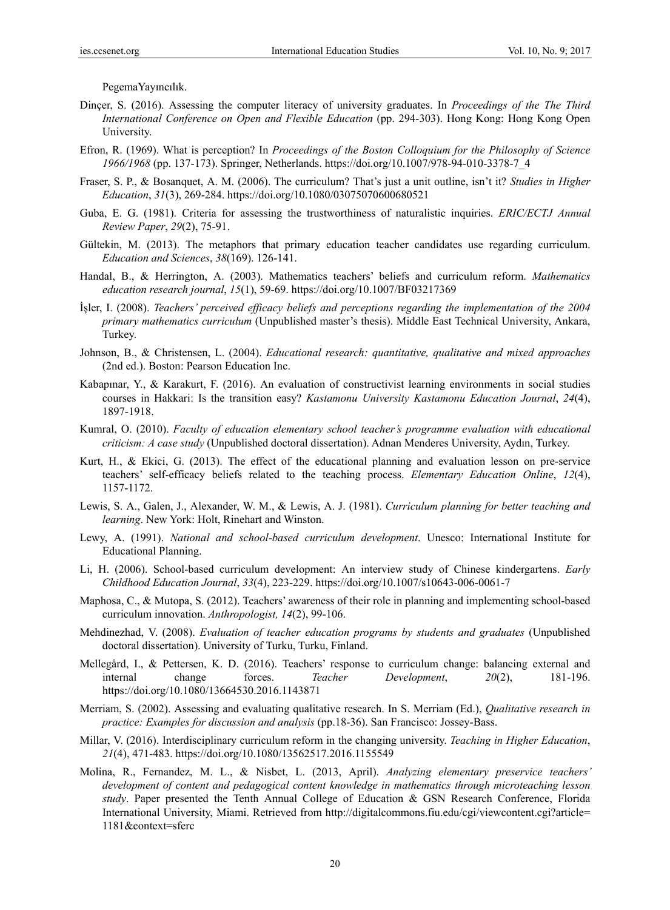PegemaYayıncılık.

Dinçer, S. (2016). Assessing the computer literacy of university graduates. In *Proceedings of the The Third International Conference on Open and Flexible Education* (pp. 294-303). Hong Kong: Hong Kong Open University.

Efron, R. (1969). What is perception? In *Proceedings of the Boston Colloquium for the Philosophy of Science 1966/1968* (pp. 137-173). Springer, Netherlands. https://doi.org/10.1007/978-94-010-3378-7_4

Fraser, S. P., & Bosanquet, A. M. (2006). The curriculum? That's just a unit outline, isn't it? *Studies in Higher Education*, *31*(3), 269-284. https://doi.org/10.1080/03075070600680521

Guba, E. G. (1981). Criteria for assessing the trustworthiness of naturalistic inquiries. *ERIC/ECTJ Annual Review Paper*, *29*(2), 75-91.

Gültekin, M. (2013). The metaphors that primary education teacher candidates use regarding curriculum. *Education and Sciences*, *38*(169). 126-141.

Handal, B., & Herrington, A. (2003). Mathematics teachers' beliefs and curriculum reform. *Mathematics education research journal*, *15*(1), 59-69. https://doi.org/10.1007/BF03217369

İşler, I. (2008). *Teachers' perceived efficacy beliefs and perceptions regarding the implementation of the 2004 primary mathematics curriculum* (Unpublished master's thesis). Middle East Technical University, Ankara, Turkey.

Johnson, B., & Christensen, L. (2004). *Educational research: quantitative, qualitative and mixed approaches* (2nd ed.). Boston: Pearson Education Inc.

Kabapınar, Y., & Karakurt, F. (2016). An evaluation of constructivist learning environments in social studies courses in Hakkari: Is the transition easy? *Kastamonu University Kastamonu Education Journal*, *24*(4), 1897-1918.

Kumral, O. (2010). *Faculty of education elementary school teacher's programme evaluation with educational criticism: A case study* (Unpublished doctoral dissertation). Adnan Menderes University, Aydın, Turkey.

Kurt, H., & Ekici, G. (2013). The effect of the educational planning and evaluation lesson on pre-service teachers' self-efficacy beliefs related to the teaching process. *Elementary Education Online*, *12*(4), 1157-1172.

Lewis, S. A., Galen, J., Alexander, W. M., & Lewis, A. J. (1981). *Curriculum planning for better teaching and learning*. New York: Holt, Rinehart and Winston.

Lewy, A. (1991). *National and school-based curriculum development*. Unesco: International Institute for Educational Planning.

Li, H. (2006). School-based curriculum development: An interview study of Chinese kindergartens. *Early Childhood Education Journal*, *33*(4), 223-229. https://doi.org/10.1007/s10643-006-0061-7

Maphosa, C., & Mutopa, S. (2012). Teachers' awareness of their role in planning and implementing school-based curriculum innovation. *Anthropologist, 14*(2), 99-106.

Mehdinezhad, V. (2008). *Evaluation of teacher education programs by students and graduates* (Unpublished doctoral dissertation). University of Turku, Turku, Finland.

Mellegård, I., & Pettersen, K. D. (2016). Teachers' response to curriculum change: balancing external and internal change forces. *Teacher Development*, *20*(2), 181-196. https://doi.org/10.1080/13664530.2016.1143871

Merriam, S. (2002). Assessing and evaluating qualitative research. In S. Merriam (Ed.), *Qualitative research in practice: Examples for discussion and analysis* (pp.18-36). San Francisco: Jossey-Bass.

Millar, V. (2016). Interdisciplinary curriculum reform in the changing university. *Teaching in Higher Education*, *21*(4), 471-483. https://doi.org/10.1080/13562517.2016.1155549

Molina, R., Fernandez, M. L., & Nisbet, L. (2013, April). *Analyzing elementary preservice teachers' development of content and pedagogical content knowledge in mathematics through microteaching lesson study*. Paper presented the Tenth Annual College of Education & GSN Research Conference, Florida International University, Miami. Retrieved from http://digitalcommons.fiu.edu/cgi/viewcontent.cgi?article=1181&context=sferc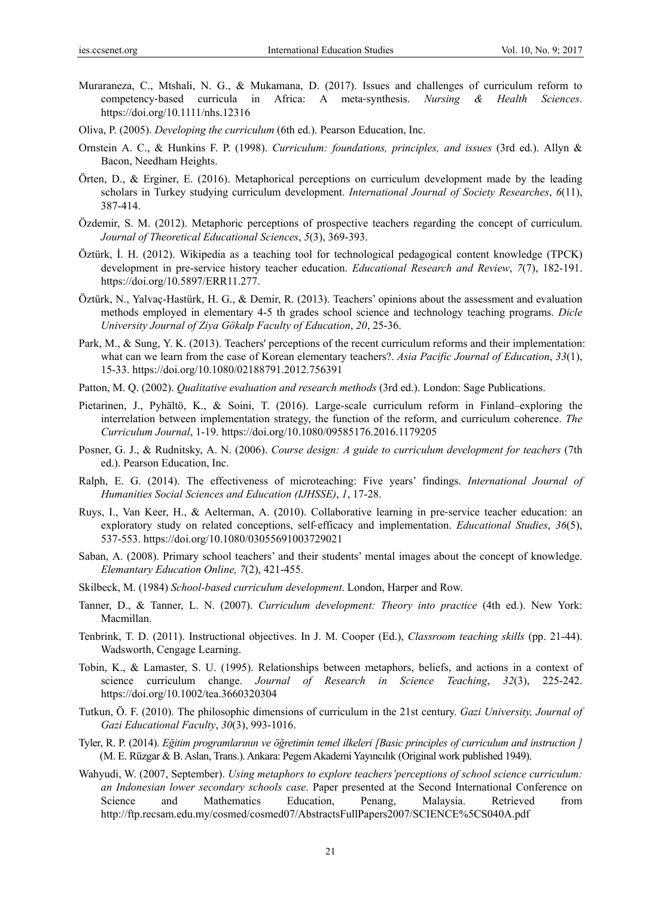Muraraneza, C., Mtshali, N. G., & Mukamana, D. (2017). Issues and challenges of curriculum reform to competency‐based curricula in Africa: A meta‐synthesis. *Nursing & Health Sciences*. https://doi.org/10.1111/nhs.12316

Oliva, P. (2005). *Developing the curriculum* (6th ed.). Pearson Education, Inc.

Ornstein A. C., & Hunkins F. P. (1998). *Curriculum: foundations, principles, and issues* (3rd ed.). Allyn & Bacon, Needham Heights.

Örten, D., & Erginer, E. (2016). Metaphorical perceptions on curriculum development made by the leading scholars in Turkey studying curriculum development. *International Journal of Society Researches*, *6*(11), 387-414.

Özdemir, S. M. (2012). Metaphoric perceptions of prospective teachers regarding the concept of curriculum. *Journal of Theoretical Educational Sciences*, *5*(3), 369-393.

Öztürk, İ. H. (2012). Wikipedia as a teaching tool for technological pedagogical content knowledge (TPCK) development in pre-service history teacher education. *Educational Research and Review*, *7*(7), 182-191. https://doi.org/10.5897/ERR11.277.

Öztürk, N., Yalvaç-Hastürk, H. G., & Demir, R. (2013). Teachers' opinions about the assessment and evaluation methods employed in elementary 4-5 th grades school science and technology teaching programs. *Dicle University Journal of Ziya Gökalp Faculty of Education*, *20*, 25-36.

Park, M., & Sung, Y. K. (2013). Teachers' perceptions of the recent curriculum reforms and their implementation: what can we learn from the case of Korean elementary teachers?. *Asia Pacific Journal of Education*, *33*(1), 15-33. https://doi.org/10.1080/02188791.2012.756391

Patton, M. Q. (2002). *Qualitative evaluation and research methods* (3rd ed.). London: Sage Publications.

Pietarinen, J., Pyhältö, K., & Soini, T. (2016). Large-scale curriculum reform in Finland–exploring the interrelation between implementation strategy, the function of the reform, and curriculum coherence. *The Curriculum Journal*, 1-19. https://doi.org/10.1080/09585176.2016.1179205

Posner, G. J., & Rudnitsky, A. N. (2006). *Course design: A guide to curriculum development for teachers* (7th ed.). Pearson Education, Inc.

Ralph, E. G. (2014). The effectiveness of microteaching: Five years' findings. *International Journal of Humanities Social Sciences and Education (IJHSSE)*, *1*, 17-28.

Ruys, I., Van Keer, H., & Aelterman, A. (2010). Collaborative learning in pre‐service teacher education: an exploratory study on related conceptions, self‐efficacy and implementation. *Educational Studies*, *36*(5), 537-553. https://doi.org/10.1080/03055691003729021

Saban, A. (2008). Primary school teachers' and their students' mental images about the concept of knowledge. *Elemantary Education Online, 7*(2), 421-455.

Skilbeck, M. (1984) *School-based curriculum development*. London, Harper and Row.

Tanner, D., & Tanner, L. N. (2007). *Curriculum development: Theory into practice* (4th ed.). New York: Macmillan.

Tenbrink, T. D. (2011). Instructional objectives. In J. M. Cooper (Ed.), *Classroom teaching skills* (pp. 21-44). Wadsworth, Cengage Learning.

Tobin, K., & Lamaster, S. U. (1995). Relationships between metaphors, beliefs, and actions in a context of science curriculum change. *Journal of Research in Science Teaching*, *32*(3), 225-242. https://doi.org/10.1002/tea.3660320304

Tutkun, Ö. F. (2010). The philosophic dimensions of curriculum in the 21st century. *Gazi University, Journal of Gazi Educational Faculty*, *30*(3), 993-1016.

Tyler, R. P. (2014). *Eğitim programlarının ve öğretimin temel ilkeleri [Basic principles of curriculum and instruction ]* (M. E. Rüzgar & B. Aslan, Trans.). Ankara: Pegem Akademi Yayıncılık (Original work published 1949).

Wahyudi, W. (2007, September). *Using metaphors to explore teachers'perceptions of school science curriculum: an Indonesian lower secondary schools case*. Paper presented at the Second International Conference on Science and Mathematics Education, Penang, Malaysia. Retrieved from http://ftp.recsam.edu.my/cosmed/cosmed07/AbstractsFullPapers2007/SCIENCE%5CS040A.pdf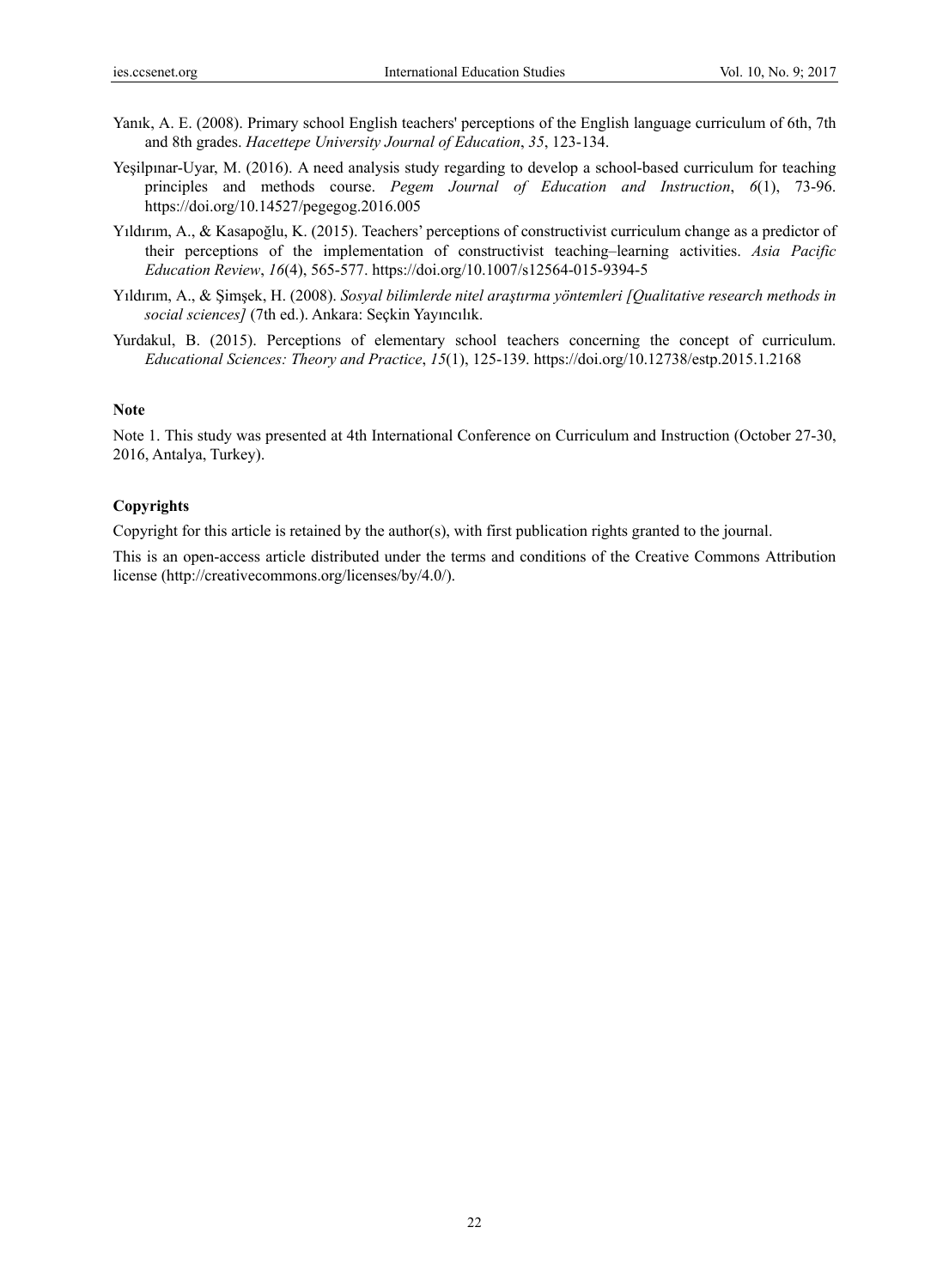Yanık, A. E. (2008). Primary school English teachers' perceptions of the English language curriculum of 6th, 7th and 8th grades. *Hacettepe University Journal of Education*, *35*, 123-134.

Yeşilpınar-Uyar, M. (2016). A need analysis study regarding to develop a school-based curriculum for teaching principles and methods course. *Pegem Journal of Education and Instruction*, *6*(1), 73-96. https://doi.org/10.14527/pegegog.2016.005

Yıldırım, A., & Kasapoğlu, K. (2015). Teachers' perceptions of constructivist curriculum change as a predictor of their perceptions of the implementation of constructivist teaching–learning activities. *Asia Pacific Education Review*, *16*(4), 565-577. https://doi.org/10.1007/s12564-015-9394-5

Yıldırım, A., & Şimşek, H. (2008). *Sosyal bilimlerde nitel araştırma yöntemleri [Qualitative research methods in social sciences]* (7th ed.). Ankara: Seçkin Yayıncılık.

Yurdakul, B. (2015). Perceptions of elementary school teachers concerning the concept of curriculum. *Educational Sciences: Theory and Practice*, *15*(1), 125-139. https://doi.org/10.12738/estp.2015.1.2168

## Note

Note 1. This study was presented at 4th International Conference on Curriculum and Instruction (October 27-30, 2016, Antalya, Turkey).

## Copyrights

Copyright for this article is retained by the author(s), with first publication rights granted to the journal.

This is an open-access article distributed under the terms and conditions of the Creative Commons Attribution license (http://creativecommons.org/licenses/by/4.0/).